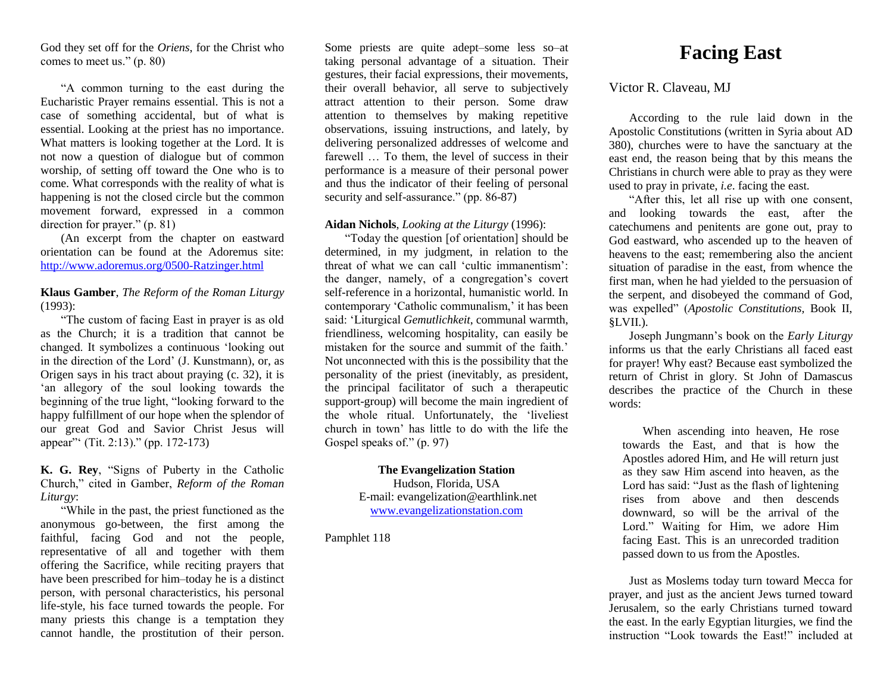God they set off for the *Oriens*, for the Christ who comes to meet us." (p. 80)

"A common turning to the east during the Eucharistic Prayer remains essential. This is not a case of something accidental, but of what is essential. Looking at the priest has no importance. What matters is looking together at the Lord. It is not now a question of dialogue but of common worship, of setting off toward the One who is to come. What corresponds with the reality of what is happening is not the closed circle but the common movement forward, expressed in a common direction for prayer." (p. 81)

(An excerpt from the chapter on eastward orientation can be found at the Adoremus site: http://www.adoremus.org/0500-Ratzinger.html

**Klaus Gamber**, *The Reform of the Roman Liturgy* (1993):

"The custom of facing East in prayer is as old as the Church; it is a tradition that cannot be changed. It symbolizes a continuous 'looking out in the direction of the Lord' (J. Kunstmann), or, as Origen says in his tract about praying (c. 32), it is 'an allegory of the soul looking towards the beginning of the true light, "looking forward to the happy fulfillment of our hope when the splendor of our great God and Savior Christ Jesus will appear"' (Tit. 2:13)." (pp. 172-173)

**K. G. Rey**, "Signs of Puberty in the Catholic Church," cited in Gamber, *Reform of the Roman Liturgy*:

"While in the past, the priest functioned as the anonymous go-between, the first among the faithful, facing God and not the people, representative of all and together with them offering the Sacrifice, while reciting prayers that have been prescribed for him–today he is a distinct person, with personal characteristics, his personal life-style, his face turned towards the people. For many priests this change is a temptation they cannot handle, the prostitution of their person. Some priests are quite adept–some less so–at taking personal advantage of a situation. Their gestures, their facial expressions, their movements, their overall behavior, all serve to subjectively attract attention to their person. Some draw attention to themselves by making repetitive observations, issuing instructions, and lately, by delivering personalized addresses of welcome and farewell … To them, the level of success in their performance is a measure of their personal power and thus the indicator of their feeling of personal security and self-assurance." (pp. 86-87)

**Aidan Nichols**, *Looking at the Liturgy* (1996):

"Today the question [of orientation] should be determined, in my judgment, in relation to the threat of what we can call 'cultic immanentism': the danger, namely, of a congregation's covert self-reference in a horizontal, humanistic world. In contemporary 'Catholic communalism,' it has been said: 'Liturgical *Gemutlichkeit*, communal warmth, friendliness, welcoming hospitality, can easily be mistaken for the source and summit of the faith.' Not unconnected with this is the possibility that the personality of the priest (inevitably, as president, the principal facilitator of such a therapeutic support-group) will become the main ingredient of the whole ritual. Unfortunately, the 'liveliest church in town' has little to do with the life the Gospel speaks of." (p. 97)

**The Evangelization Station**
Hudson, Florida, USA
E-mail: evangelization@earthlink.net
www.evangelizationstation.com

Pamphlet 118

# Facing East

Victor R. Claveau, MJ

According to the rule laid down in the Apostolic Constitutions (written in Syria about AD 380), churches were to have the sanctuary at the east end, the reason being that by this means the Christians in church were able to pray as they were used to pray in private, *i.e.* facing the east.

"After this, let all rise up with one consent, and looking towards the east, after the catechumens and penitents are gone out, pray to God eastward, who ascended up to the heaven of heavens to the east; remembering also the ancient situation of paradise in the east, from whence the first man, when he had yielded to the persuasion of the serpent, and disobeyed the command of God, was expelled" (*Apostolic Constitutions,* Book II, §LVII.).

Joseph Jungmann's book on the *Early Liturgy* informs us that the early Christians all faced east for prayer! Why east? Because east symbolized the return of Christ in glory. St John of Damascus describes the practice of the Church in these words:

> When ascending into heaven, He rose towards the East, and that is how the Apostles adored Him, and He will return just as they saw Him ascend into heaven, as the Lord has said: "Just as the flash of lightening rises from above and then descends downward, so will be the arrival of the Lord." Waiting for Him, we adore Him facing East. This is an unrecorded tradition passed down to us from the Apostles.

Just as Moslems today turn toward Mecca for prayer, and just as the ancient Jews turned toward Jerusalem, so the early Christians turned toward the east. In the early Egyptian liturgies, we find the instruction "Look towards the East!" included at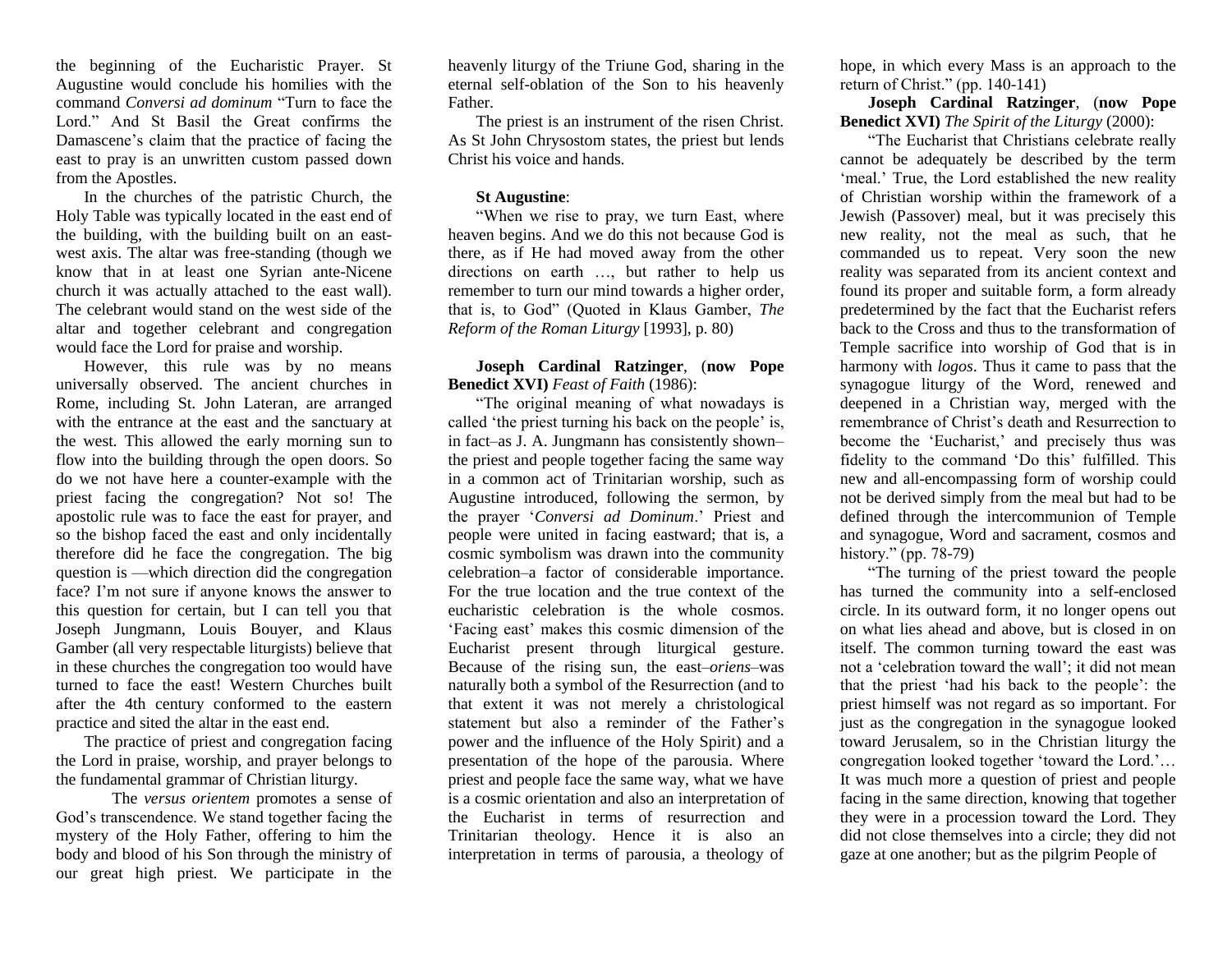the beginning of the Eucharistic Prayer. St Augustine would conclude his homilies with the command *Conversi ad dominum* "Turn to face the Lord." And St Basil the Great confirms the Damascene's claim that the practice of facing the east to pray is an unwritten custom passed down from the Apostles.

In the churches of the patristic Church, the Holy Table was typically located in the east end of the building, with the building built on an east-west axis. The altar was free-standing (though we know that in at least one Syrian ante-Nicene church it was actually attached to the east wall). The celebrant would stand on the west side of the altar and together celebrant and congregation would face the Lord for praise and worship.

However, this rule was by no means universally observed. The ancient churches in Rome, including St. John Lateran, are arranged with the entrance at the east and the sanctuary at the west. This allowed the early morning sun to flow into the building through the open doors. So do we not have here a counter-example with the priest facing the congregation? Not so! The apostolic rule was to face the east for prayer, and so the bishop faced the east and only incidentally therefore did he face the congregation. The big question is —which direction did the congregation face? I'm not sure if anyone knows the answer to this question for certain, but I can tell you that Joseph Jungmann, Louis Bouyer, and Klaus Gamber (all very respectable liturgists) believe that in these churches the congregation too would have turned to face the east! Western Churches built after the 4th century conformed to the eastern practice and sited the altar in the east end.

The practice of priest and congregation facing the Lord in praise, worship, and prayer belongs to the fundamental grammar of Christian liturgy.

The *versus orientem* promotes a sense of God's transcendence. We stand together facing the mystery of the Holy Father, offering to him the body and blood of his Son through the ministry of our great high priest. We participate in the heavenly liturgy of the Triune God, sharing in the eternal self-oblation of the Son to his heavenly Father.

The priest is an instrument of the risen Christ. As St John Chrysostom states, the priest but lends Christ his voice and hands.

**St Augustine**:

"When we rise to pray, we turn East, where heaven begins. And we do this not because God is there, as if He had moved away from the other directions on earth …, but rather to help us remember to turn our mind towards a higher order, that is, to God" (Quoted in Klaus Gamber, *The Reform of the Roman Liturgy* [1993], p. 80)

**Joseph Cardinal Ratzinger**, (**now Pope Benedict XVI)** *Feast of Faith* (1986):

"The original meaning of what nowadays is called 'the priest turning his back on the people' is, in fact–as J. A. Jungmann has consistently shown– the priest and people together facing the same way in a common act of Trinitarian worship, such as Augustine introduced, following the sermon, by the prayer '*Conversi ad Dominum*.' Priest and people were united in facing eastward; that is, a cosmic symbolism was drawn into the community celebration–a factor of considerable importance. For the true location and the true context of the eucharistic celebration is the whole cosmos. 'Facing east' makes this cosmic dimension of the Eucharist present through liturgical gesture. Because of the rising sun, the east–*oriens*–was naturally both a symbol of the Resurrection (and to that extent it was not merely a christological statement but also a reminder of the Father's power and the influence of the Holy Spirit) and a presentation of the hope of the parousia. Where priest and people face the same way, what we have is a cosmic orientation and also an interpretation of the Eucharist in terms of resurrection and Trinitarian theology. Hence it is also an interpretation in terms of parousia, a theology of hope, in which every Mass is an approach to the return of Christ." (pp. 140-141)

**Joseph Cardinal Ratzinger**, (**now Pope Benedict XVI)** *The Spirit of the Liturgy* (2000):

"The Eucharist that Christians celebrate really cannot be adequately be described by the term 'meal.' True, the Lord established the new reality of Christian worship within the framework of a Jewish (Passover) meal, but it was precisely this new reality, not the meal as such, that he commanded us to repeat. Very soon the new reality was separated from its ancient context and found its proper and suitable form, a form already predetermined by the fact that the Eucharist refers back to the Cross and thus to the transformation of Temple sacrifice into worship of God that is in harmony with *logos*. Thus it came to pass that the synagogue liturgy of the Word, renewed and deepened in a Christian way, merged with the remembrance of Christ's death and Resurrection to become the 'Eucharist,' and precisely thus was fidelity to the command 'Do this' fulfilled. This new and all-encompassing form of worship could not be derived simply from the meal but had to be defined through the intercommunion of Temple and synagogue, Word and sacrament, cosmos and history." (pp. 78-79)

"The turning of the priest toward the people has turned the community into a self-enclosed circle. In its outward form, it no longer opens out on what lies ahead and above, but is closed in on itself. The common turning toward the east was not a 'celebration toward the wall'; it did not mean that the priest 'had his back to the people': the priest himself was not regard as so important. For just as the congregation in the synagogue looked toward Jerusalem, so in the Christian liturgy the congregation looked together 'toward the Lord.'… It was much more a question of priest and people facing in the same direction, knowing that together they were in a procession toward the Lord. They did not close themselves into a circle; they did not gaze at one another; but as the pilgrim People of